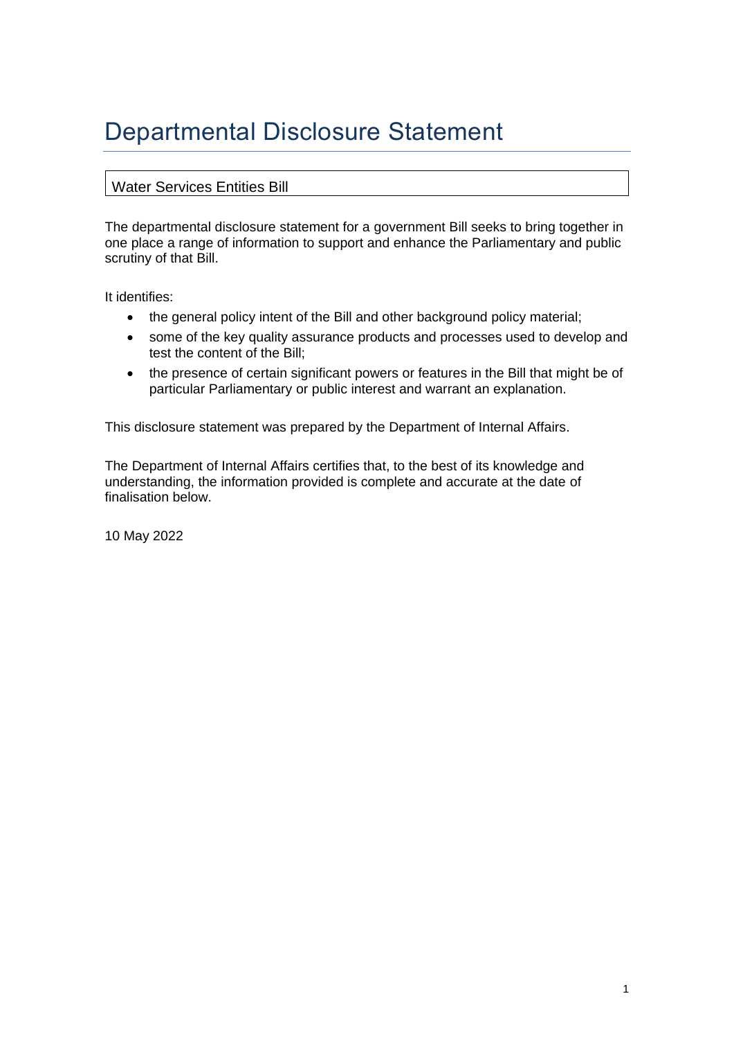# Departmental Disclosure Statement

Water Services Entities Bill

The departmental disclosure statement for a government Bill seeks to bring together in one place a range of information to support and enhance the Parliamentary and public scrutiny of that Bill.

It identifies:

- the general policy intent of the Bill and other background policy material;
- some of the key quality assurance products and processes used to develop and test the content of the Bill;
- the presence of certain significant powers or features in the Bill that might be of particular Parliamentary or public interest and warrant an explanation.

This disclosure statement was prepared by the Department of Internal Affairs.

The Department of Internal Affairs certifies that, to the best of its knowledge and understanding, the information provided is complete and accurate at the date of finalisation below.

10 May 2022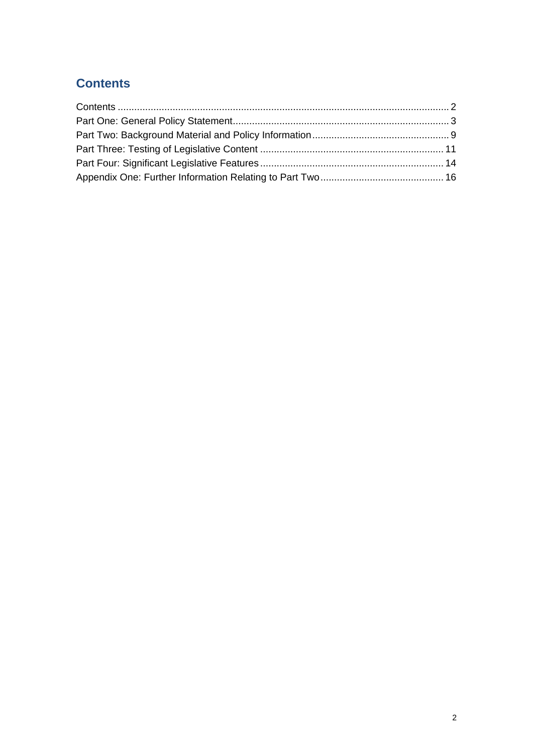## Contents

Contents ........................................................................................................................ 2
Part One: General Policy Statement.............................................................................. 3
Part Two: Background Material and Policy Information.................................................. 9
Part Three: Testing of Legislative Content ................................................................... 11
Part Four: Significant Legislative Features ................................................................... 14
Appendix One: Further Information Relating to Part Two............................................. 16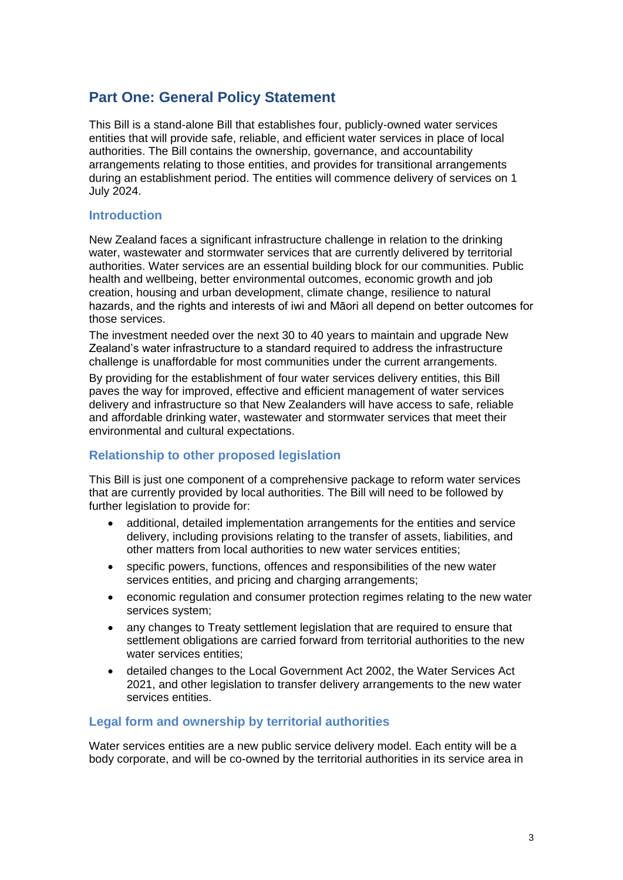# Part One: General Policy Statement

This Bill is a stand-alone Bill that establishes four, publicly-owned water services entities that will provide safe, reliable, and efficient water services in place of local authorities. The Bill contains the ownership, governance, and accountability arrangements relating to those entities, and provides for transitional arrangements during an establishment period. The entities will commence delivery of services on 1 July 2024.

## Introduction

New Zealand faces a significant infrastructure challenge in relation to the drinking water, wastewater and stormwater services that are currently delivered by territorial authorities. Water services are an essential building block for our communities. Public health and wellbeing, better environmental outcomes, economic growth and job creation, housing and urban development, climate change, resilience to natural hazards, and the rights and interests of iwi and Māori all depend on better outcomes for those services.

The investment needed over the next 30 to 40 years to maintain and upgrade New Zealand's water infrastructure to a standard required to address the infrastructure challenge is unaffordable for most communities under the current arrangements.

By providing for the establishment of four water services delivery entities, this Bill paves the way for improved, effective and efficient management of water services delivery and infrastructure so that New Zealanders will have access to safe, reliable and affordable drinking water, wastewater and stormwater services that meet their environmental and cultural expectations.

## Relationship to other proposed legislation

This Bill is just one component of a comprehensive package to reform water services that are currently provided by local authorities. The Bill will need to be followed by further legislation to provide for:

- additional, detailed implementation arrangements for the entities and service delivery, including provisions relating to the transfer of assets, liabilities, and other matters from local authorities to new water services entities;
- specific powers, functions, offences and responsibilities of the new water services entities, and pricing and charging arrangements;
- economic regulation and consumer protection regimes relating to the new water services system;
- any changes to Treaty settlement legislation that are required to ensure that settlement obligations are carried forward from territorial authorities to the new water services entities;
- detailed changes to the Local Government Act 2002, the Water Services Act 2021, and other legislation to transfer delivery arrangements to the new water services entities.

## Legal form and ownership by territorial authorities

Water services entities are a new public service delivery model. Each entity will be a body corporate, and will be co-owned by the territorial authorities in its service area in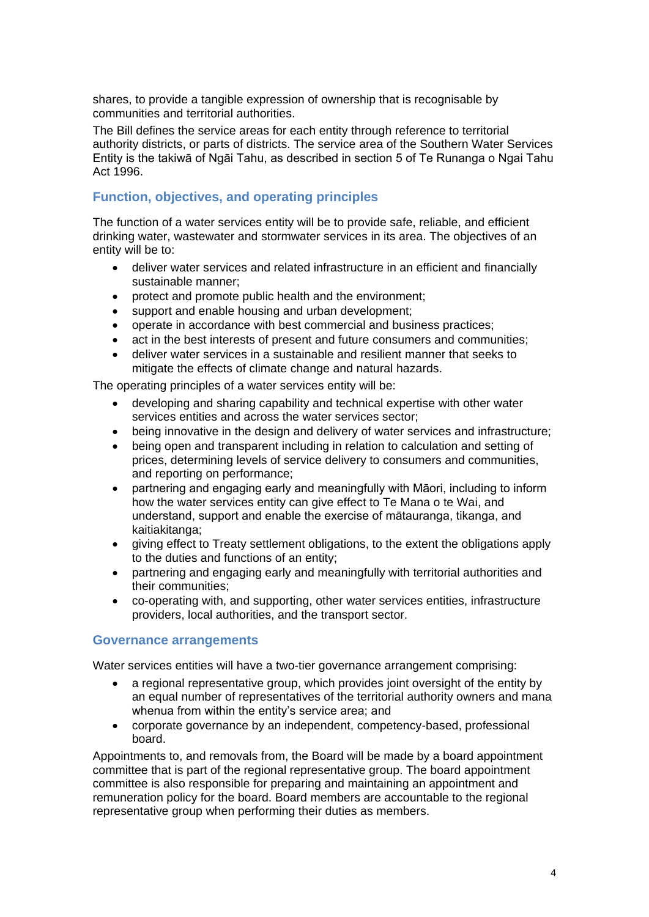shares, to provide a tangible expression of ownership that is recognisable by communities and territorial authorities.

The Bill defines the service areas for each entity through reference to territorial authority districts, or parts of districts. The service area of the Southern Water Services Entity is the takiwā of Ngāi Tahu, as described in section 5 of Te Runanga o Ngai Tahu Act 1996.

## Function, objectives, and operating principles

The function of a water services entity will be to provide safe, reliable, and efficient drinking water, wastewater and stormwater services in its area. The objectives of an entity will be to:

- deliver water services and related infrastructure in an efficient and financially sustainable manner;
- protect and promote public health and the environment;
- support and enable housing and urban development;
- operate in accordance with best commercial and business practices;
- act in the best interests of present and future consumers and communities;
- deliver water services in a sustainable and resilient manner that seeks to mitigate the effects of climate change and natural hazards.

The operating principles of a water services entity will be:

- developing and sharing capability and technical expertise with other water services entities and across the water services sector;
- being innovative in the design and delivery of water services and infrastructure;
- being open and transparent including in relation to calculation and setting of prices, determining levels of service delivery to consumers and communities, and reporting on performance;
- partnering and engaging early and meaningfully with Māori, including to inform how the water services entity can give effect to Te Mana o te Wai, and understand, support and enable the exercise of mātauranga, tikanga, and kaitiakitanga;
- giving effect to Treaty settlement obligations, to the extent the obligations apply to the duties and functions of an entity;
- partnering and engaging early and meaningfully with territorial authorities and their communities;
- co-operating with, and supporting, other water services entities, infrastructure providers, local authorities, and the transport sector.

## Governance arrangements

Water services entities will have a two-tier governance arrangement comprising:

- a regional representative group, which provides joint oversight of the entity by an equal number of representatives of the territorial authority owners and mana whenua from within the entity's service area; and
- corporate governance by an independent, competency-based, professional board.

Appointments to, and removals from, the Board will be made by a board appointment committee that is part of the regional representative group. The board appointment committee is also responsible for preparing and maintaining an appointment and remuneration policy for the board. Board members are accountable to the regional representative group when performing their duties as members.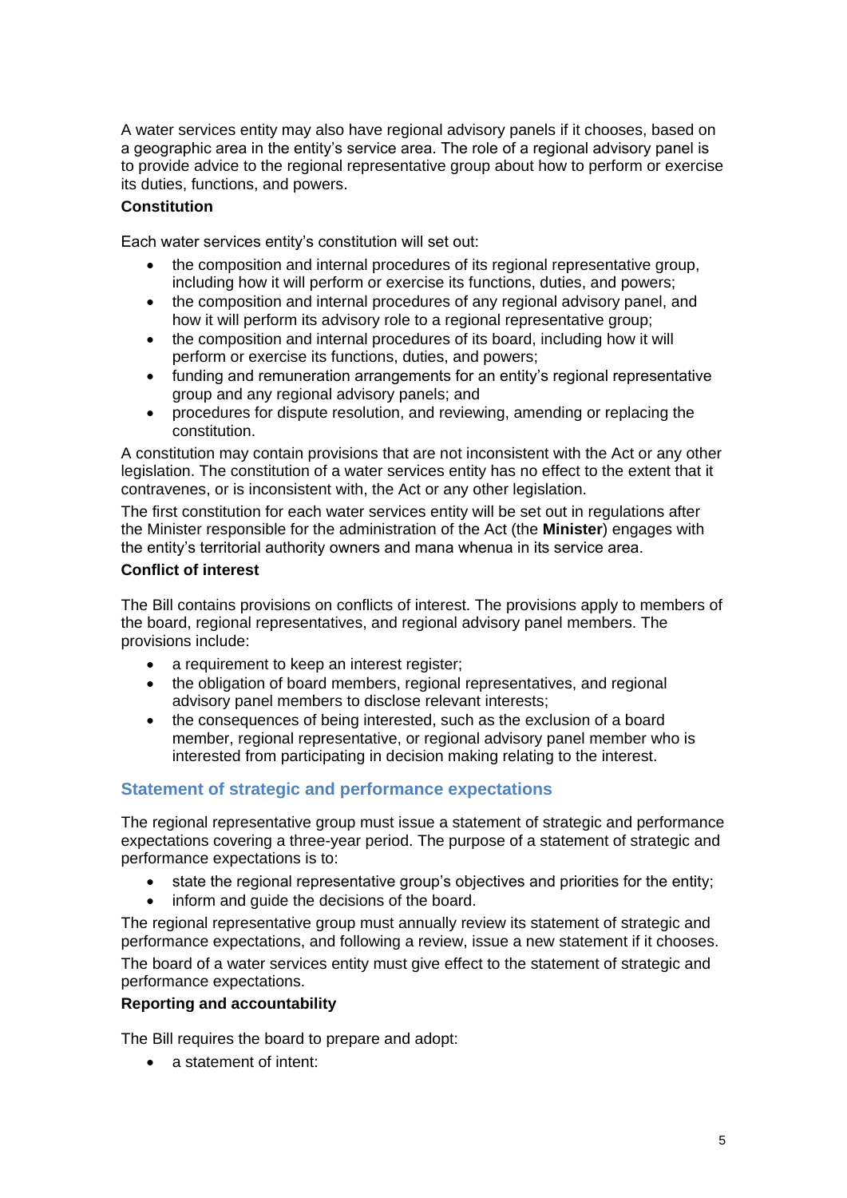A water services entity may also have regional advisory panels if it chooses, based on a geographic area in the entity's service area. The role of a regional advisory panel is to provide advice to the regional representative group about how to perform or exercise its duties, functions, and powers.

### Constitution

Each water services entity's constitution will set out:

- the composition and internal procedures of its regional representative group, including how it will perform or exercise its functions, duties, and powers;
- the composition and internal procedures of any regional advisory panel, and how it will perform its advisory role to a regional representative group;
- the composition and internal procedures of its board, including how it will perform or exercise its functions, duties, and powers;
- funding and remuneration arrangements for an entity's regional representative group and any regional advisory panels; and
- procedures for dispute resolution, and reviewing, amending or replacing the constitution.

A constitution may contain provisions that are not inconsistent with the Act or any other legislation. The constitution of a water services entity has no effect to the extent that it contravenes, or is inconsistent with, the Act or any other legislation.

The first constitution for each water services entity will be set out in regulations after the Minister responsible for the administration of the Act (the **Minister**) engages with the entity's territorial authority owners and mana whenua in its service area.

### Conflict of interest

The Bill contains provisions on conflicts of interest. The provisions apply to members of the board, regional representatives, and regional advisory panel members. The provisions include:

- a requirement to keep an interest register;
- the obligation of board members, regional representatives, and regional advisory panel members to disclose relevant interests;
- the consequences of being interested, such as the exclusion of a board member, regional representative, or regional advisory panel member who is interested from participating in decision making relating to the interest.

## Statement of strategic and performance expectations

The regional representative group must issue a statement of strategic and performance expectations covering a three-year period. The purpose of a statement of strategic and performance expectations is to:

- state the regional representative group's objectives and priorities for the entity;
- inform and guide the decisions of the board.

The regional representative group must annually review its statement of strategic and performance expectations, and following a review, issue a new statement if it chooses.

The board of a water services entity must give effect to the statement of strategic and performance expectations.

### Reporting and accountability

The Bill requires the board to prepare and adopt:

- a statement of intent: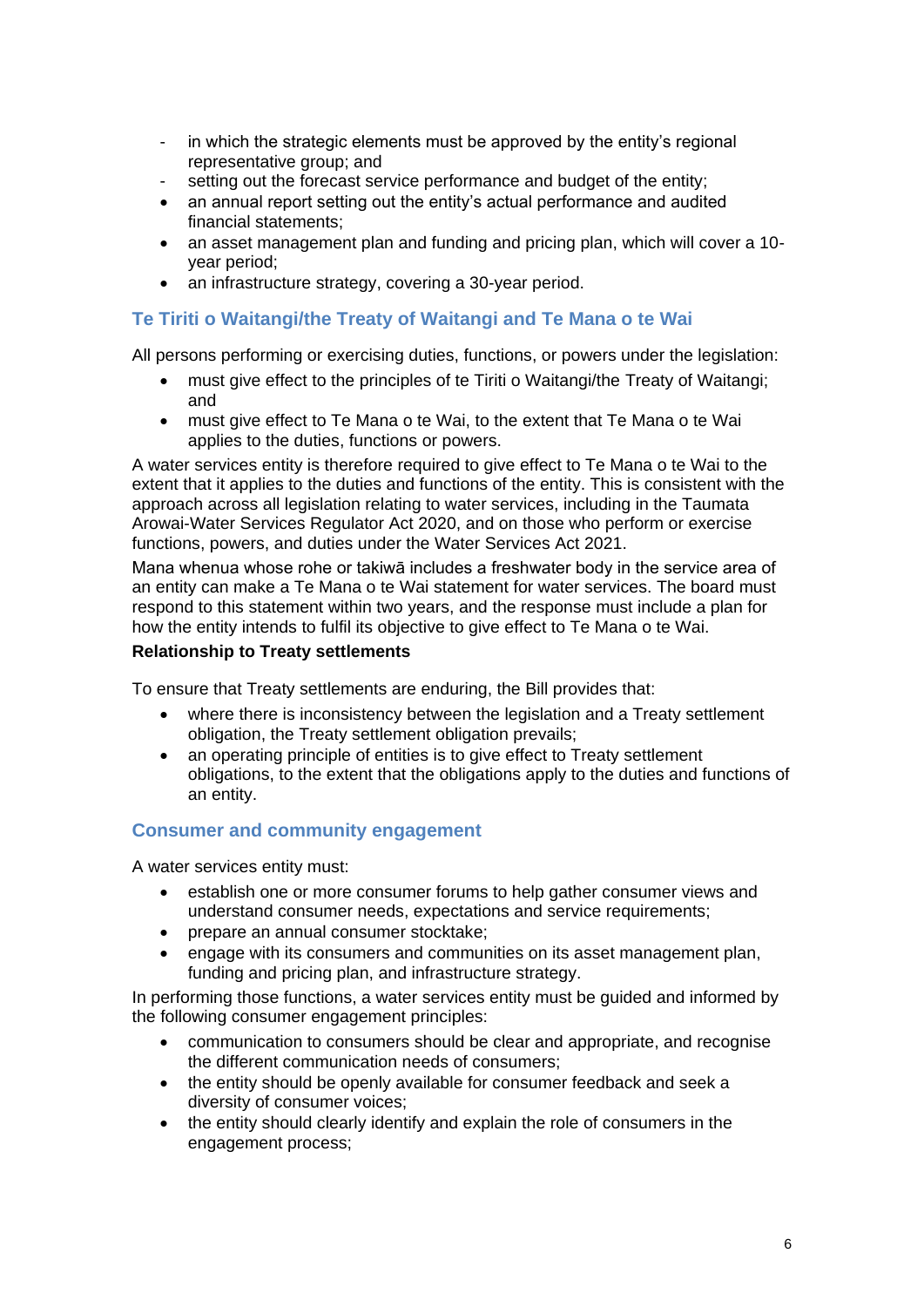- in which the strategic elements must be approved by the entity's regional representative group; and
  - setting out the forecast service performance and budget of the entity;
- an annual report setting out the entity's actual performance and audited financial statements;
- an asset management plan and funding and pricing plan, which will cover a 10-year period;
- an infrastructure strategy, covering a 30-year period.

## Te Tiriti o Waitangi/the Treaty of Waitangi and Te Mana o te Wai

All persons performing or exercising duties, functions, or powers under the legislation:

- must give effect to the principles of te Tiriti o Waitangi/the Treaty of Waitangi; and
- must give effect to Te Mana o te Wai, to the extent that Te Mana o te Wai applies to the duties, functions or powers.

A water services entity is therefore required to give effect to Te Mana o te Wai to the extent that it applies to the duties and functions of the entity. This is consistent with the approach across all legislation relating to water services, including in the Taumata Arowai-Water Services Regulator Act 2020, and on those who perform or exercise functions, powers, and duties under the Water Services Act 2021.

Mana whenua whose rohe or takiwā includes a freshwater body in the service area of an entity can make a Te Mana o te Wai statement for water services. The board must respond to this statement within two years, and the response must include a plan for how the entity intends to fulfil its objective to give effect to Te Mana o te Wai.

**Relationship to Treaty settlements**

To ensure that Treaty settlements are enduring, the Bill provides that:

- where there is inconsistency between the legislation and a Treaty settlement obligation, the Treaty settlement obligation prevails;
- an operating principle of entities is to give effect to Treaty settlement obligations, to the extent that the obligations apply to the duties and functions of an entity.

## Consumer and community engagement

A water services entity must:

- establish one or more consumer forums to help gather consumer views and understand consumer needs, expectations and service requirements;
- prepare an annual consumer stocktake;
- engage with its consumers and communities on its asset management plan, funding and pricing plan, and infrastructure strategy.

In performing those functions, a water services entity must be guided and informed by the following consumer engagement principles:

- communication to consumers should be clear and appropriate, and recognise the different communication needs of consumers;
- the entity should be openly available for consumer feedback and seek a diversity of consumer voices;
- the entity should clearly identify and explain the role of consumers in the engagement process;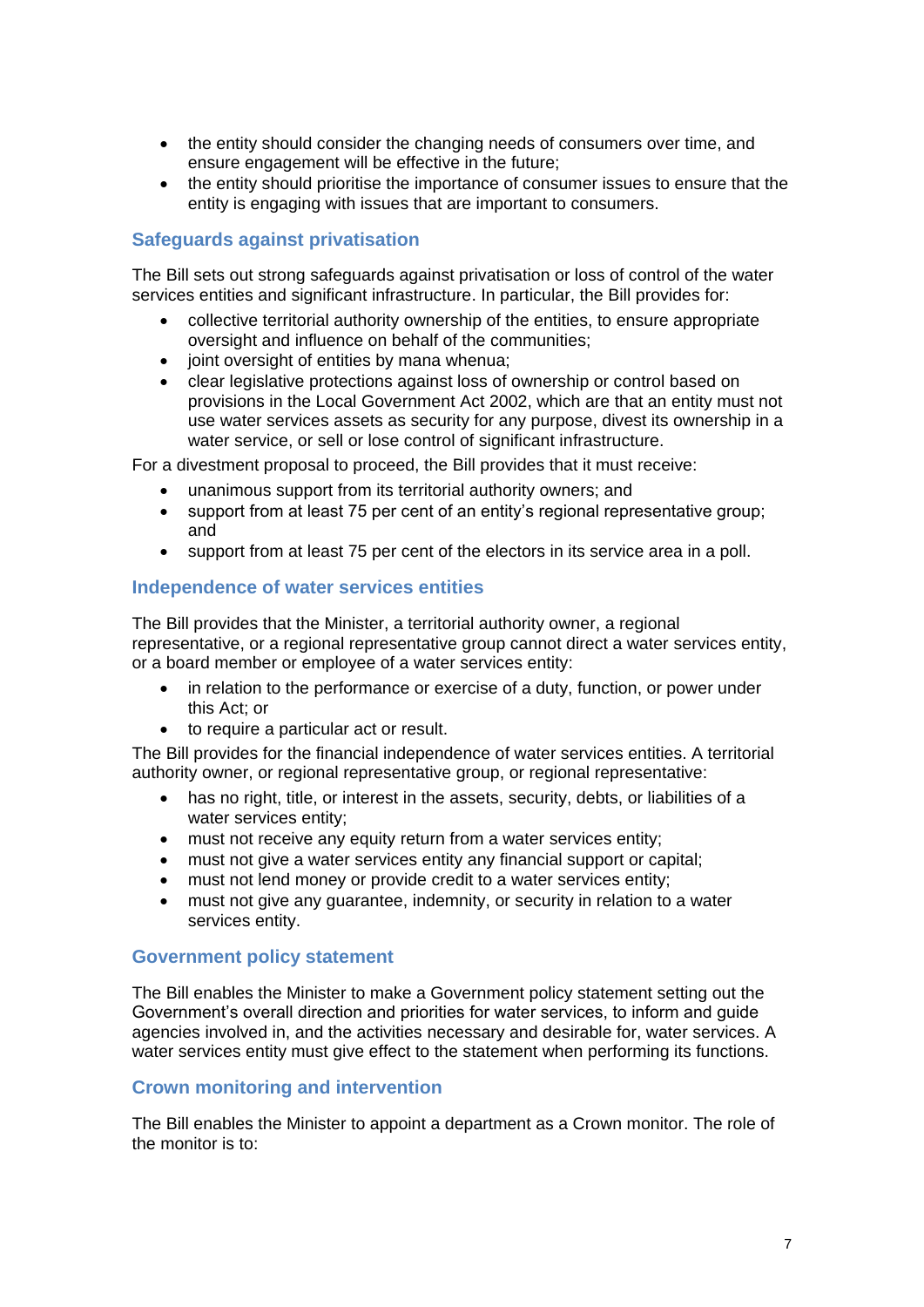- the entity should consider the changing needs of consumers over time, and ensure engagement will be effective in the future;
- the entity should prioritise the importance of consumer issues to ensure that the entity is engaging with issues that are important to consumers.

### Safeguards against privatisation

The Bill sets out strong safeguards against privatisation or loss of control of the water services entities and significant infrastructure. In particular, the Bill provides for:

- collective territorial authority ownership of the entities, to ensure appropriate oversight and influence on behalf of the communities;
- joint oversight of entities by mana whenua;
- clear legislative protections against loss of ownership or control based on provisions in the Local Government Act 2002, which are that an entity must not use water services assets as security for any purpose, divest its ownership in a water service, or sell or lose control of significant infrastructure.

For a divestment proposal to proceed, the Bill provides that it must receive:

- unanimous support from its territorial authority owners; and
- support from at least 75 per cent of an entity's regional representative group; and
- support from at least 75 per cent of the electors in its service area in a poll.

### Independence of water services entities

The Bill provides that the Minister, a territorial authority owner, a regional representative, or a regional representative group cannot direct a water services entity, or a board member or employee of a water services entity:

- in relation to the performance or exercise of a duty, function, or power under this Act; or
- to require a particular act or result.

The Bill provides for the financial independence of water services entities. A territorial authority owner, or regional representative group, or regional representative:

- has no right, title, or interest in the assets, security, debts, or liabilities of a water services entity;
- must not receive any equity return from a water services entity;
- must not give a water services entity any financial support or capital;
- must not lend money or provide credit to a water services entity;
- must not give any guarantee, indemnity, or security in relation to a water services entity.

### Government policy statement

The Bill enables the Minister to make a Government policy statement setting out the Government's overall direction and priorities for water services, to inform and guide agencies involved in, and the activities necessary and desirable for, water services. A water services entity must give effect to the statement when performing its functions.

### Crown monitoring and intervention

The Bill enables the Minister to appoint a department as a Crown monitor. The role of the monitor is to: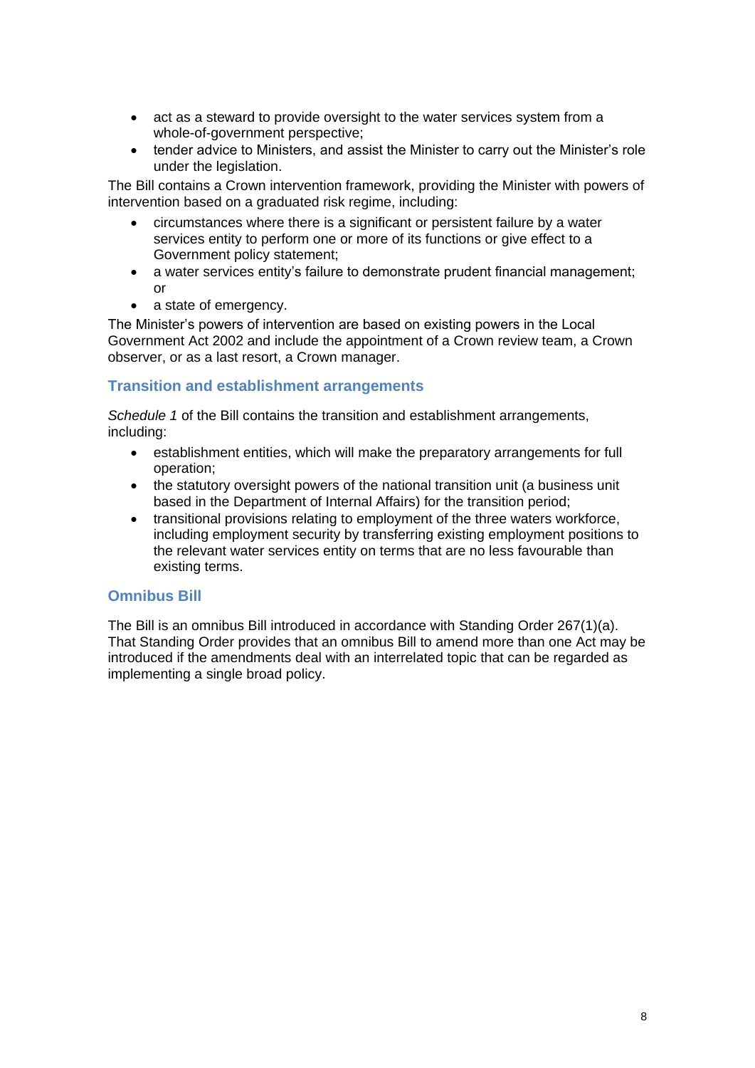- act as a steward to provide oversight to the water services system from a whole-of-government perspective;
- tender advice to Ministers, and assist the Minister to carry out the Minister's role under the legislation.

The Bill contains a Crown intervention framework, providing the Minister with powers of intervention based on a graduated risk regime, including:

- circumstances where there is a significant or persistent failure by a water services entity to perform one or more of its functions or give effect to a Government policy statement;
- a water services entity's failure to demonstrate prudent financial management; or
- a state of emergency.

The Minister's powers of intervention are based on existing powers in the Local Government Act 2002 and include the appointment of a Crown review team, a Crown observer, or as a last resort, a Crown manager.

## Transition and establishment arrangements

*Schedule 1* of the Bill contains the transition and establishment arrangements, including:

- establishment entities, which will make the preparatory arrangements for full operation;
- the statutory oversight powers of the national transition unit (a business unit based in the Department of Internal Affairs) for the transition period;
- transitional provisions relating to employment of the three waters workforce, including employment security by transferring existing employment positions to the relevant water services entity on terms that are no less favourable than existing terms.

## Omnibus Bill

The Bill is an omnibus Bill introduced in accordance with Standing Order 267(1)(a). That Standing Order provides that an omnibus Bill to amend more than one Act may be introduced if the amendments deal with an interrelated topic that can be regarded as implementing a single broad policy.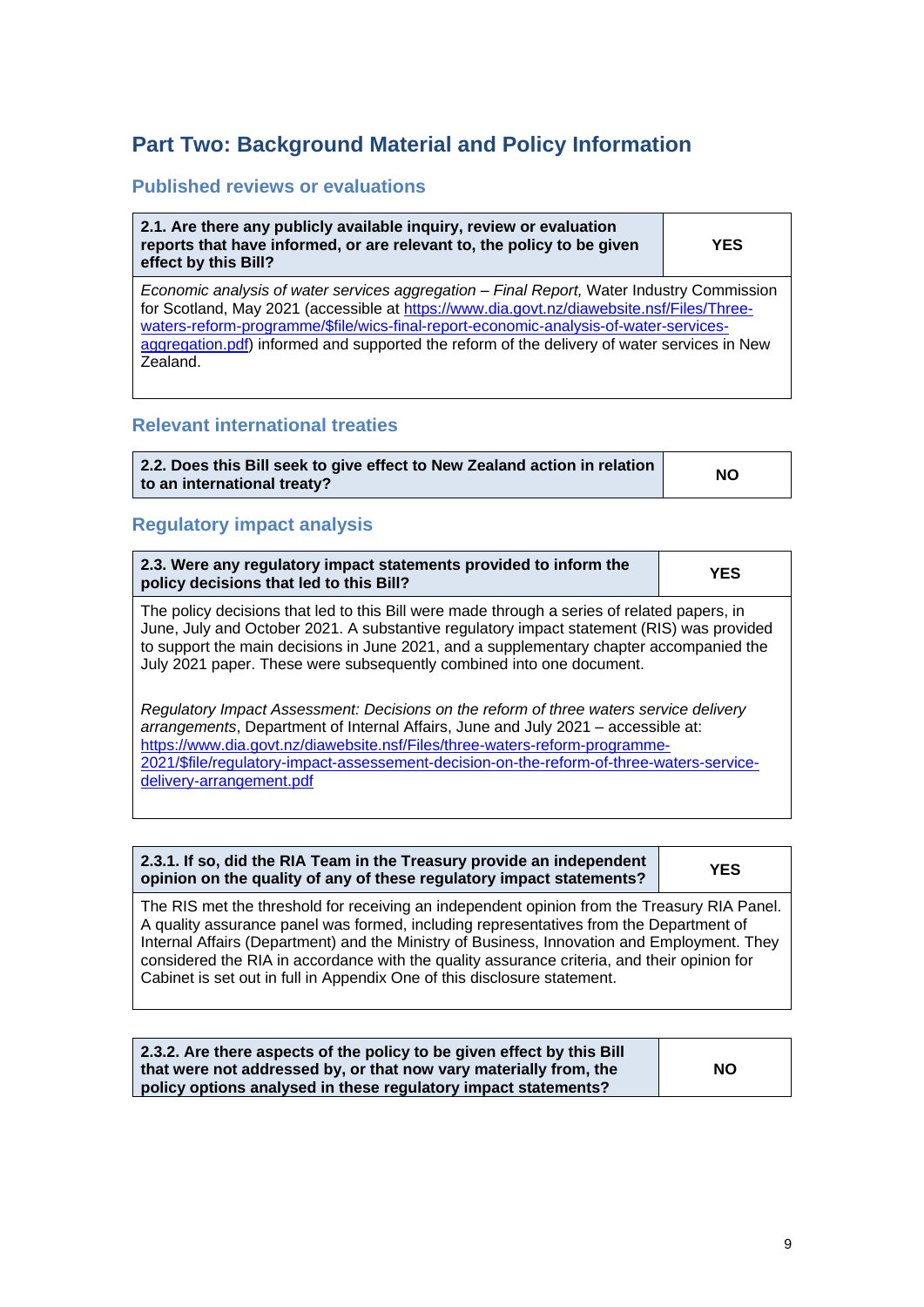## Part Two: Background Material and Policy Information

### Published reviews or evaluations

| 2.1. Are there any publicly available inquiry, review or evaluation reports that have informed, or are relevant to, the policy to be given effect by this Bill? | YES |
|---|---|
| *Economic analysis of water services aggregation – Final Report,* Water Industry Commission for Scotland, May 2021 (accessible at https://www.dia.govt.nz/diawebsite.nsf/Files/Three-waters-reform-programme/$file/wics-final-report-economic-analysis-of-water-services-aggregation.pdf) informed and supported the reform of the delivery of water services in New Zealand. | |

### Relevant international treaties

| 2.2. Does this Bill seek to give effect to New Zealand action in relation to an international treaty? | NO |
|---|---|

### Regulatory impact analysis

| 2.3. Were any regulatory impact statements provided to inform the policy decisions that led to this Bill? | YES |
|---|---|
| The policy decisions that led to this Bill were made through a series of related papers, in June, July and October 2021. A substantive regulatory impact statement (RIS) was provided to support the main decisions in June 2021, and a supplementary chapter accompanied the July 2021 paper. These were subsequently combined into one document.<br><br>*Regulatory Impact Assessment: Decisions on the reform of three waters service delivery arrangements*, Department of Internal Affairs, June and July 2021 – accessible at: https://www.dia.govt.nz/diawebsite.nsf/Files/three-waters-reform-programme-2021/$file/regulatory-impact-assessement-decision-on-the-reform-of-three-waters-service-delivery-arrangement.pdf | |

| 2.3.1. If so, did the RIA Team in the Treasury provide an independent opinion on the quality of any of these regulatory impact statements? | YES |
|---|---|
| The RIS met the threshold for receiving an independent opinion from the Treasury RIA Panel. A quality assurance panel was formed, including representatives from the Department of Internal Affairs (Department) and the Ministry of Business, Innovation and Employment. They considered the RIA in accordance with the quality assurance criteria, and their opinion for Cabinet is set out in full in Appendix One of this disclosure statement. | |

| 2.3.2. Are there aspects of the policy to be given effect by this Bill that were not addressed by, or that now vary materially from, the policy options analysed in these regulatory impact statements? | NO |
|---|---|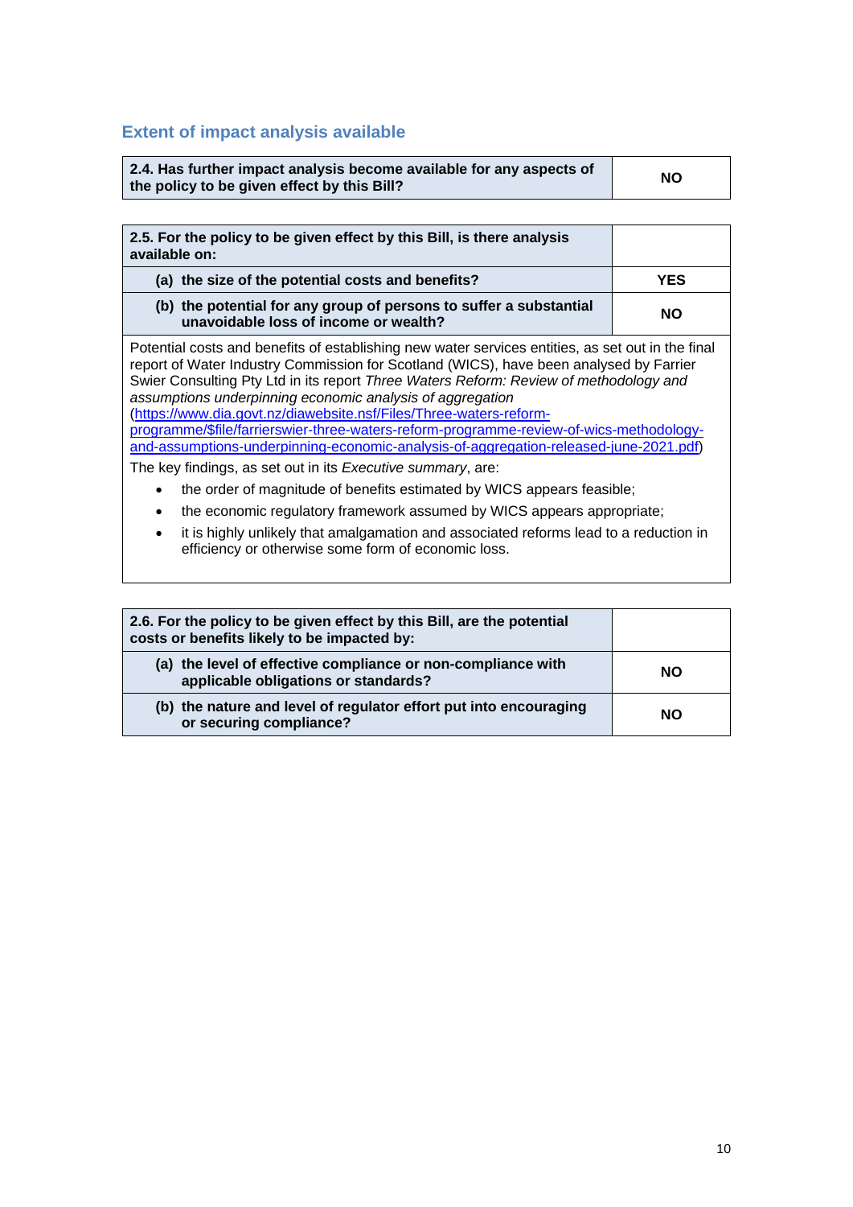## Extent of impact analysis available

| **2.4. Has further impact analysis become available for any aspects of the policy to be given effect by this Bill?** | **NO** |
|---|---|

| **2.5. For the policy to be given effect by this Bill, is there analysis available on:** | |
|---|---|
| **(a) the size of the potential costs and benefits?** | **YES** |
| **(b) the potential for any group of persons to suffer a substantial unavoidable loss of income or wealth?** | **NO** |

Potential costs and benefits of establishing new water services entities, as set out in the final report of Water Industry Commission for Scotland (WICS), have been analysed by Farrier Swier Consulting Pty Ltd in its report *Three Waters Reform: Review of methodology and assumptions underpinning economic analysis of aggregation* (https://www.dia.govt.nz/diawebsite.nsf/Files/Three-waters-reform-programme/$file/farrierswier-three-waters-reform-programme-review-of-wics-methodology-and-assumptions-underpinning-economic-analysis-of-aggregation-released-june-2021.pdf)

The key findings, as set out in its *Executive summary*, are:

- the order of magnitude of benefits estimated by WICS appears feasible;
- the economic regulatory framework assumed by WICS appears appropriate;
- it is highly unlikely that amalgamation and associated reforms lead to a reduction in efficiency or otherwise some form of economic loss.

| **2.6. For the policy to be given effect by this Bill, are the potential costs or benefits likely to be impacted by:** | |
|---|---|
| **(a) the level of effective compliance or non-compliance with applicable obligations or standards?** | **NO** |
| **(b) the nature and level of regulator effort put into encouraging or securing compliance?** | **NO** |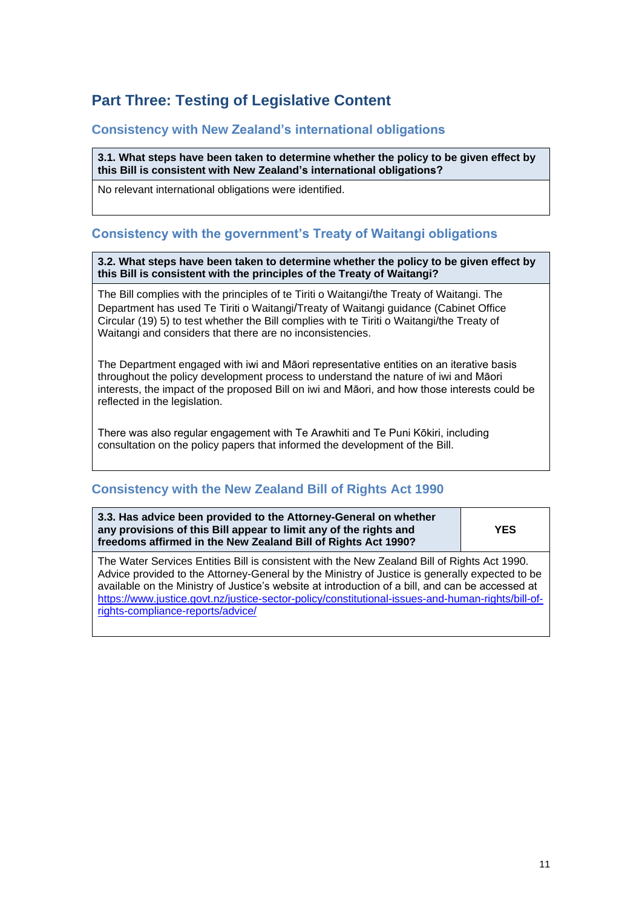## Part Three: Testing of Legislative Content

### Consistency with New Zealand's international obligations

| **3.1. What steps have been taken to determine whether the policy to be given effect by this Bill is consistent with New Zealand's international obligations?** |
| --- |
| No relevant international obligations were identified. |

### Consistency with the government's Treaty of Waitangi obligations

| **3.2. What steps have been taken to determine whether the policy to be given effect by this Bill is consistent with the principles of the Treaty of Waitangi?** |
| --- |
| The Bill complies with the principles of te Tiriti o Waitangi/the Treaty of Waitangi. The Department has used Te Tiriti o Waitangi/Treaty of Waitangi guidance (Cabinet Office Circular (19) 5) to test whether the Bill complies with te Tiriti o Waitangi/the Treaty of Waitangi and considers that there are no inconsistencies.<br><br>The Department engaged with iwi and Māori representative entities on an iterative basis throughout the policy development process to understand the nature of iwi and Māori interests, the impact of the proposed Bill on iwi and Māori, and how those interests could be reflected in the legislation.<br><br>There was also regular engagement with Te Arawhiti and Te Puni Kōkiri, including consultation on the policy papers that informed the development of the Bill. |

### Consistency with the New Zealand Bill of Rights Act 1990

| **3.3. Has advice been provided to the Attorney-General on whether any provisions of this Bill appear to limit any of the rights and freedoms affirmed in the New Zealand Bill of Rights Act 1990?** | **YES** |
| --- | --- |
| The Water Services Entities Bill is consistent with the New Zealand Bill of Rights Act 1990. Advice provided to the Attorney-General by the Ministry of Justice is generally expected to be available on the Ministry of Justice's website at introduction of a bill, and can be accessed at https://www.justice.govt.nz/justice-sector-policy/constitutional-issues-and-human-rights/bill-of-rights-compliance-reports/advice/ | |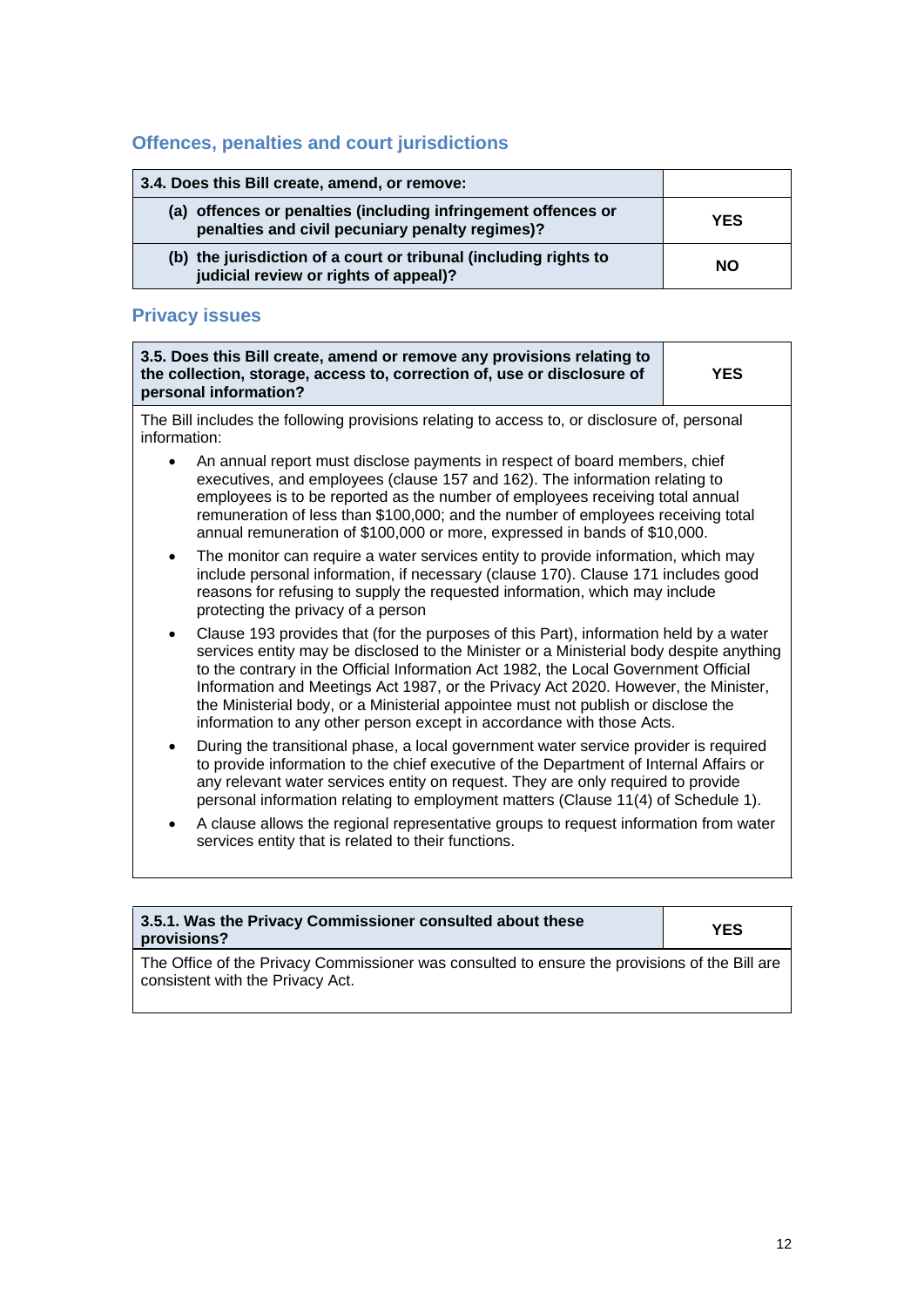## Offences, penalties and court jurisdictions

| 3.4. Does this Bill create, amend, or remove: | |
|---|---|
| (a) offences or penalties (including infringement offences or penalties and civil pecuniary penalty regimes)? | YES |
| (b) the jurisdiction of a court or tribunal (including rights to judicial review or rights of appeal)? | NO |

## Privacy issues

| 3.5. Does this Bill create, amend or remove any provisions relating to the collection, storage, access to, correction of, use or disclosure of personal information? | YES |
|---|---|

The Bill includes the following provisions relating to access to, or disclosure of, personal information:

- An annual report must disclose payments in respect of board members, chief executives, and employees (clause 157 and 162). The information relating to employees is to be reported as the number of employees receiving total annual remuneration of less than $100,000; and the number of employees receiving total annual remuneration of $100,000 or more, expressed in bands of $10,000.
- The monitor can require a water services entity to provide information, which may include personal information, if necessary (clause 170). Clause 171 includes good reasons for refusing to supply the requested information, which may include protecting the privacy of a person
- Clause 193 provides that (for the purposes of this Part), information held by a water services entity may be disclosed to the Minister or a Ministerial body despite anything to the contrary in the Official Information Act 1982, the Local Government Official Information and Meetings Act 1987, or the Privacy Act 2020. However, the Minister, the Ministerial body, or a Ministerial appointee must not publish or disclose the information to any other person except in accordance with those Acts.
- During the transitional phase, a local government water service provider is required to provide information to the chief executive of the Department of Internal Affairs or any relevant water services entity on request. They are only required to provide personal information relating to employment matters (Clause 11(4) of Schedule 1).
- A clause allows the regional representative groups to request information from water services entity that is related to their functions.

| 3.5.1. Was the Privacy Commissioner consulted about these provisions? | YES |
|---|---|

The Office of the Privacy Commissioner was consulted to ensure the provisions of the Bill are consistent with the Privacy Act.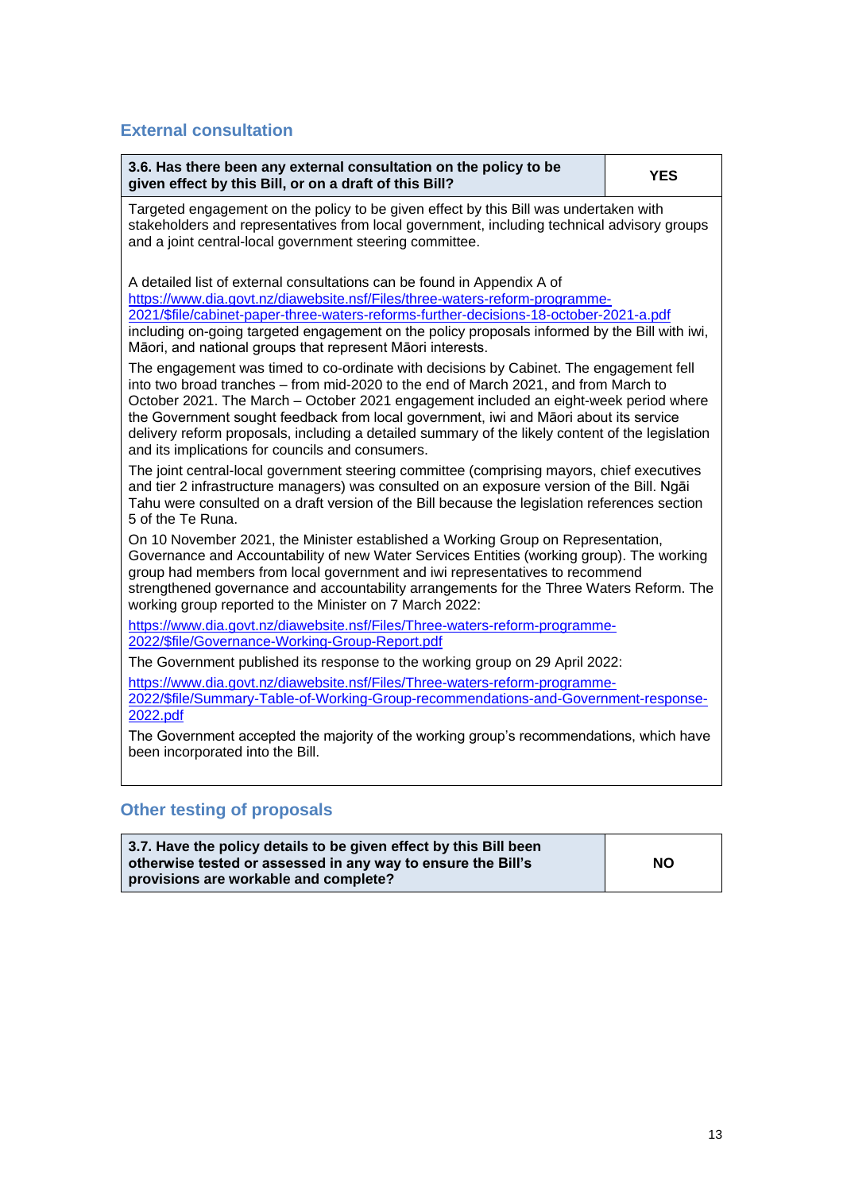## External consultation

| 3.6. Has there been any external consultation on the policy to be given effect by this Bill, or on a draft of this Bill? | YES |
| --- | --- |

Targeted engagement on the policy to be given effect by this Bill was undertaken with stakeholders and representatives from local government, including technical advisory groups and a joint central-local government steering committee.

A detailed list of external consultations can be found in Appendix A of https://www.dia.govt.nz/diawebsite.nsf/Files/three-waters-reform-programme-2021/$file/cabinet-paper-three-waters-reforms-further-decisions-18-october-2021-a.pdf including on-going targeted engagement on the policy proposals informed by the Bill with iwi, Māori, and national groups that represent Māori interests.

The engagement was timed to co-ordinate with decisions by Cabinet. The engagement fell into two broad tranches – from mid-2020 to the end of March 2021, and from March to October 2021. The March – October 2021 engagement included an eight-week period where the Government sought feedback from local government, iwi and Māori about its service delivery reform proposals, including a detailed summary of the likely content of the legislation and its implications for councils and consumers.

The joint central-local government steering committee (comprising mayors, chief executives and tier 2 infrastructure managers) was consulted on an exposure version of the Bill. Ngāi Tahu were consulted on a draft version of the Bill because the legislation references section 5 of the Te Runa.

On 10 November 2021, the Minister established a Working Group on Representation, Governance and Accountability of new Water Services Entities (working group). The working group had members from local government and iwi representatives to recommend strengthened governance and accountability arrangements for the Three Waters Reform. The working group reported to the Minister on 7 March 2022:

https://www.dia.govt.nz/diawebsite.nsf/Files/Three-waters-reform-programme-2022/$file/Governance-Working-Group-Report.pdf

The Government published its response to the working group on 29 April 2022:

https://www.dia.govt.nz/diawebsite.nsf/Files/Three-waters-reform-programme-2022/$file/Summary-Table-of-Working-Group-recommendations-and-Government-response-2022.pdf

The Government accepted the majority of the working group's recommendations, which have been incorporated into the Bill.

## Other testing of proposals

| 3.7. Have the policy details to be given effect by this Bill been otherwise tested or assessed in any way to ensure the Bill's provisions are workable and complete? | NO |
| --- | --- |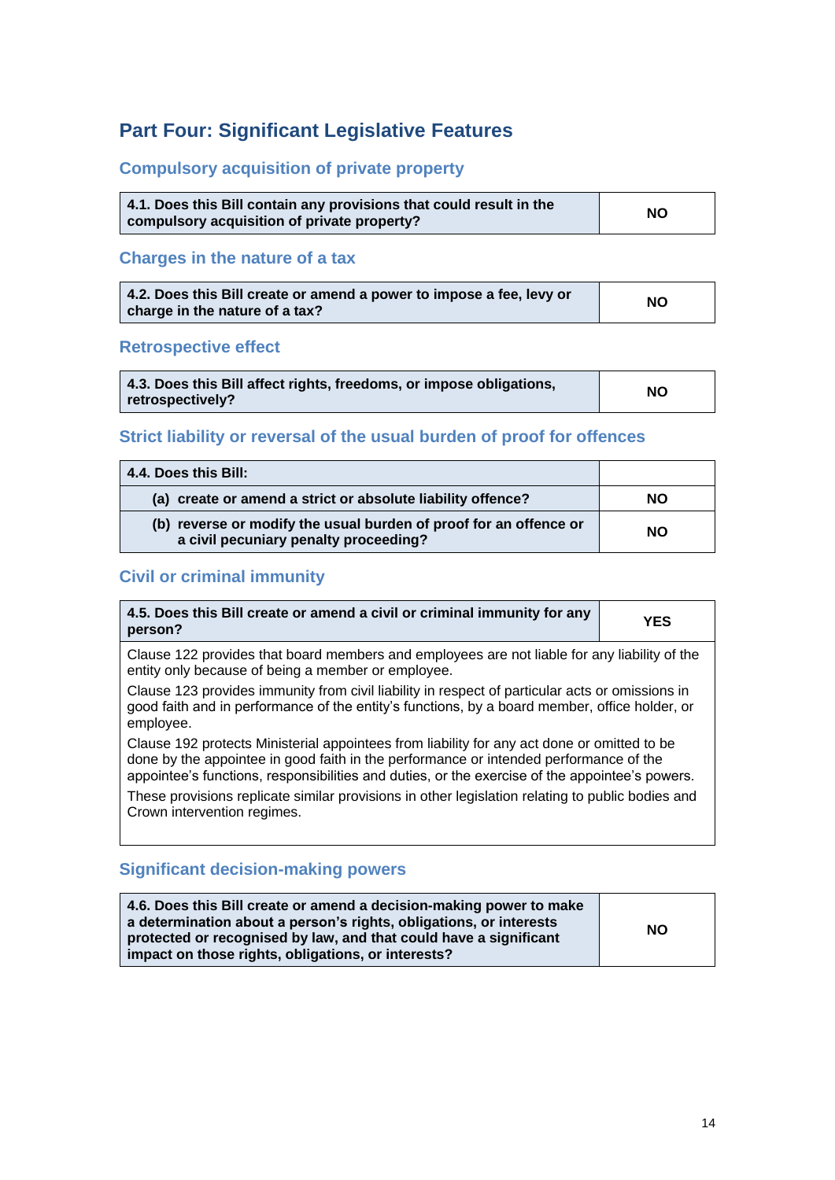## Part Four: Significant Legislative Features

### Compulsory acquisition of private property

| 4.1. Does this Bill contain any provisions that could result in the compulsory acquisition of private property? | NO |
|---|---|

### Charges in the nature of a tax

| 4.2. Does this Bill create or amend a power to impose a fee, levy or charge in the nature of a tax? | NO |
|---|---|

### Retrospective effect

| 4.3. Does this Bill affect rights, freedoms, or impose obligations, retrospectively? | NO |
|---|---|

### Strict liability or reversal of the usual burden of proof for offences

| 4.4. Does this Bill: | |
|---|---|
| (a) create or amend a strict or absolute liability offence? | NO |
| (b) reverse or modify the usual burden of proof for an offence or a civil pecuniary penalty proceeding? | NO |

### Civil or criminal immunity

| 4.5. Does this Bill create or amend a civil or criminal immunity for any person? | YES |
|---|---|

Clause 122 provides that board members and employees are not liable for any liability of the entity only because of being a member or employee.

Clause 123 provides immunity from civil liability in respect of particular acts or omissions in good faith and in performance of the entity's functions, by a board member, office holder, or employee.

Clause 192 protects Ministerial appointees from liability for any act done or omitted to be done by the appointee in good faith in the performance or intended performance of the appointee's functions, responsibilities and duties, or the exercise of the appointee's powers.

These provisions replicate similar provisions in other legislation relating to public bodies and Crown intervention regimes.

### Significant decision-making powers

| 4.6. Does this Bill create or amend a decision-making power to make a determination about a person's rights, obligations, or interests protected or recognised by law, and that could have a significant impact on those rights, obligations, or interests? | NO |
|---|---|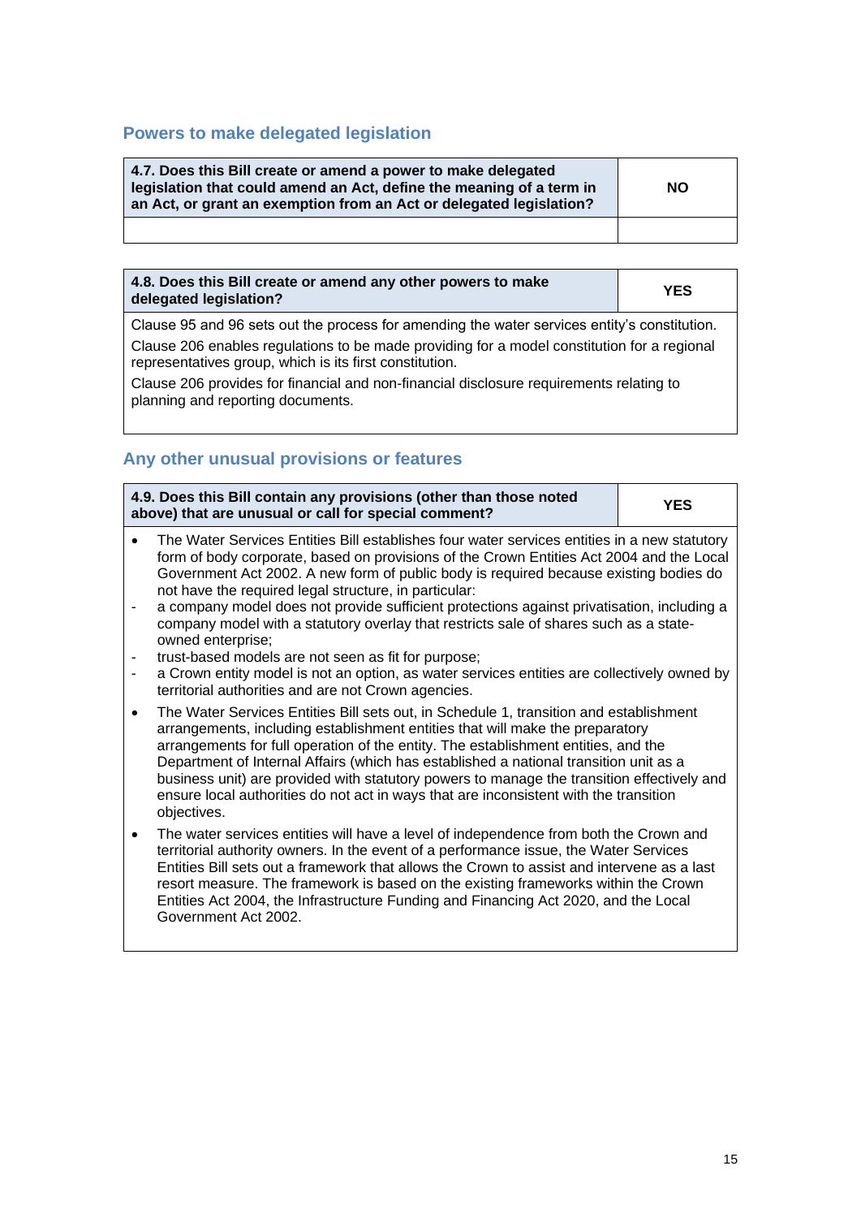## Powers to make delegated legislation

| 4.7. Does this Bill create or amend a power to make delegated legislation that could amend an Act, define the meaning of a term in an Act, or grant an exemption from an Act or delegated legislation? | NO |
|---|---|
| | |

| 4.8. Does this Bill create or amend any other powers to make delegated legislation? | YES |
|---|---|
| Clause 95 and 96 sets out the process for amending the water services entity's constitution.<br>Clause 206 enables regulations to be made providing for a model constitution for a regional representatives group, which is its first constitution.<br>Clause 206 provides for financial and non-financial disclosure requirements relating to planning and reporting documents. | |

## Any other unusual provisions or features

| 4.9. Does this Bill contain any provisions (other than those noted above) that are unusual or call for special comment? | YES |
|---|---|
| • The Water Services Entities Bill establishes four water services entities in a new statutory form of body corporate, based on provisions of the Crown Entities Act 2004 and the Local Government Act 2002. A new form of public body is required because existing bodies do not have the required legal structure, in particular:<br>- a company model does not provide sufficient protections against privatisation, including a company model with a statutory overlay that restricts sale of shares such as a state-owned enterprise;<br>- trust-based models are not seen as fit for purpose;<br>- a Crown entity model is not an option, as water services entities are collectively owned by territorial authorities and are not Crown agencies.<br>• The Water Services Entities Bill sets out, in Schedule 1, transition and establishment arrangements, including establishment entities that will make the preparatory arrangements for full operation of the entity. The establishment entities, and the Department of Internal Affairs (which has established a national transition unit as a business unit) are provided with statutory powers to manage the transition effectively and ensure local authorities do not act in ways that are inconsistent with the transition objectives.<br>• The water services entities will have a level of independence from both the Crown and territorial authority owners. In the event of a performance issue, the Water Services Entities Bill sets out a framework that allows the Crown to assist and intervene as a last resort measure. The framework is based on the existing frameworks within the Crown Entities Act 2004, the Infrastructure Funding and Financing Act 2020, and the Local Government Act 2002. | |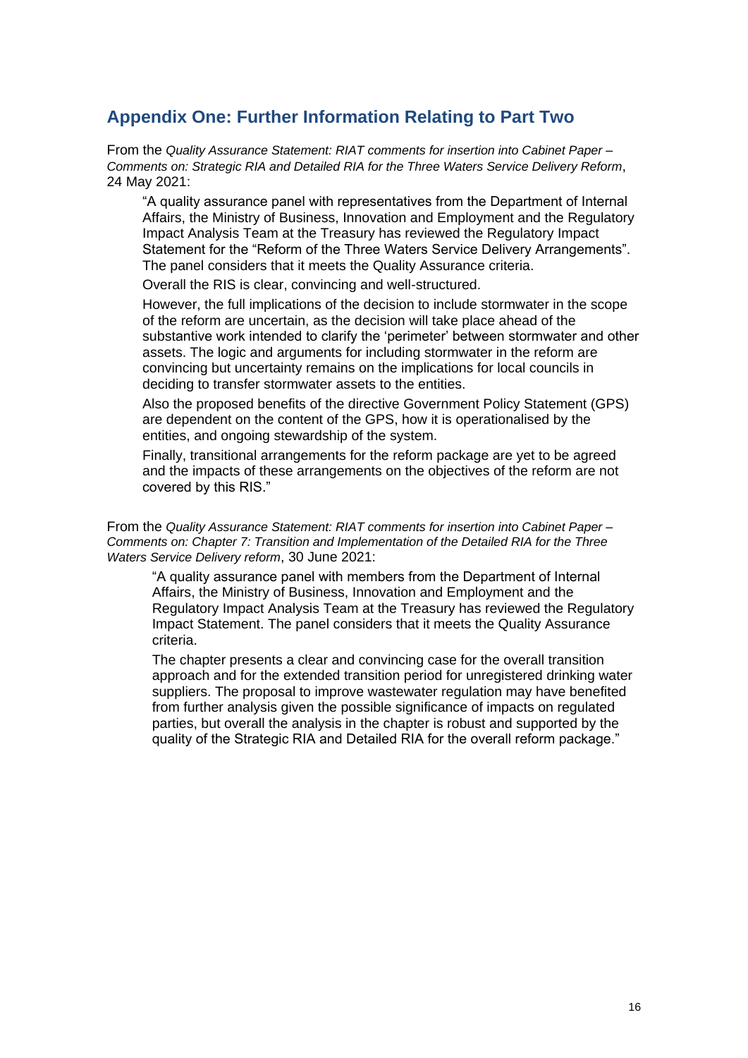## Appendix One: Further Information Relating to Part Two

From the *Quality Assurance Statement: RIAT comments for insertion into Cabinet Paper – Comments on: Strategic RIA and Detailed RIA for the Three Waters Service Delivery Reform*, 24 May 2021:

> "A quality assurance panel with representatives from the Department of Internal Affairs, the Ministry of Business, Innovation and Employment and the Regulatory Impact Analysis Team at the Treasury has reviewed the Regulatory Impact Statement for the "Reform of the Three Waters Service Delivery Arrangements". The panel considers that it meets the Quality Assurance criteria.
>
> Overall the RIS is clear, convincing and well-structured.
>
> However, the full implications of the decision to include stormwater in the scope of the reform are uncertain, as the decision will take place ahead of the substantive work intended to clarify the 'perimeter' between stormwater and other assets. The logic and arguments for including stormwater in the reform are convincing but uncertainty remains on the implications for local councils in deciding to transfer stormwater assets to the entities.
>
> Also the proposed benefits of the directive Government Policy Statement (GPS) are dependent on the content of the GPS, how it is operationalised by the entities, and ongoing stewardship of the system.
>
> Finally, transitional arrangements for the reform package are yet to be agreed and the impacts of these arrangements on the objectives of the reform are not covered by this RIS."

From the *Quality Assurance Statement: RIAT comments for insertion into Cabinet Paper – Comments on: Chapter 7: Transition and Implementation of the Detailed RIA for the Three Waters Service Delivery reform*, 30 June 2021:

> "A quality assurance panel with members from the Department of Internal Affairs, the Ministry of Business, Innovation and Employment and the Regulatory Impact Analysis Team at the Treasury has reviewed the Regulatory Impact Statement. The panel considers that it meets the Quality Assurance criteria.
>
> The chapter presents a clear and convincing case for the overall transition approach and for the extended transition period for unregistered drinking water suppliers. The proposal to improve wastewater regulation may have benefited from further analysis given the possible significance of impacts on regulated parties, but overall the analysis in the chapter is robust and supported by the quality of the Strategic RIA and Detailed RIA for the overall reform package."